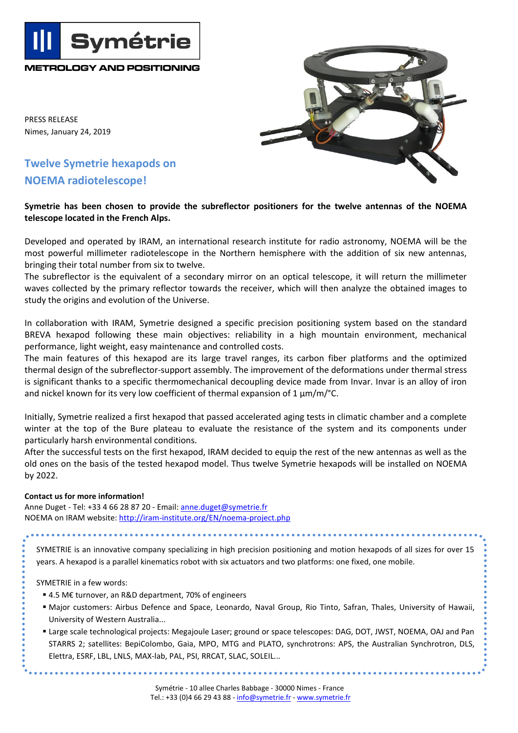Symétrie

METROLOGY AND POSITIONING

PRESS RELEASE
Nimes, January 24, 2019

# Twelve Symetrie hexapods on NOEMA radiotelescope!

**Symetrie has been chosen to provide the subreflector positioners for the twelve antennas of the NOEMA telescope located in the French Alps.**

Developed and operated by IRAM, an international research institute for radio astronomy, NOEMA will be the most powerful millimeter radiotelescope in the Northern hemisphere with the addition of six new antennas, bringing their total number from six to twelve.
The subreflector is the equivalent of a secondary mirror on an optical telescope, it will return the millimeter waves collected by the primary reflector towards the receiver, which will then analyze the obtained images to study the origins and evolution of the Universe.

In collaboration with IRAM, Symetrie designed a specific precision positioning system based on the standard BREVA hexapod following these main objectives: reliability in a high mountain environment, mechanical performance, light weight, easy maintenance and controlled costs.
The main features of this hexapod are its large travel ranges, its carbon fiber platforms and the optimized thermal design of the subreflector-support assembly. The improvement of the deformations under thermal stress is significant thanks to a specific thermomechanical decoupling device made from Invar. Invar is an alloy of iron and nickel known for its very low coefficient of thermal expansion of 1 µm/m/°C.

Initially, Symetrie realized a first hexapod that passed accelerated aging tests in climatic chamber and a complete winter at the top of the Bure plateau to evaluate the resistance of the system and its components under particularly harsh environmental conditions.
After the successful tests on the first hexapod, IRAM decided to equip the rest of the new antennas as well as the old ones on the basis of the tested hexapod model. Thus twelve Symetrie hexapods will be installed on NOEMA by 2022.

**Contact us for more information!**
Anne Duget - Tel: +33 4 66 28 87 20 - Email: anne.duget@symetrie.fr
NOEMA on IRAM website: http://iram-institute.org/EN/noema-project.php

SYMETRIE is an innovative company specializing in high precision positioning and motion hexapods of all sizes for over 15 years. A hexapod is a parallel kinematics robot with six actuators and two platforms: one fixed, one mobile.

SYMETRIE in a few words:

- 4.5 M€ turnover, an R&D department, 70% of engineers
- Major customers: Airbus Defence and Space, Leonardo, Naval Group, Rio Tinto, Safran, Thales, University of Hawaii, University of Western Australia...
- Large scale technological projects: Megajoule Laser; ground or space telescopes: DAG, DOT, JWST, NOEMA, OAJ and Pan STARRS 2; satellites: BepiColombo, Gaia, MPO, MTG and PLATO, synchrotrons: APS, the Australian Synchrotron, DLS, Elettra, ESRF, LBL, LNLS, MAX-lab, PAL, PSI, RRCAT, SLAC, SOLEIL...

Symétrie - 10 allee Charles Babbage - 30000 Nimes - France
Tel.: +33 (0)4 66 29 43 88 - info@symetrie.fr - www.symetrie.fr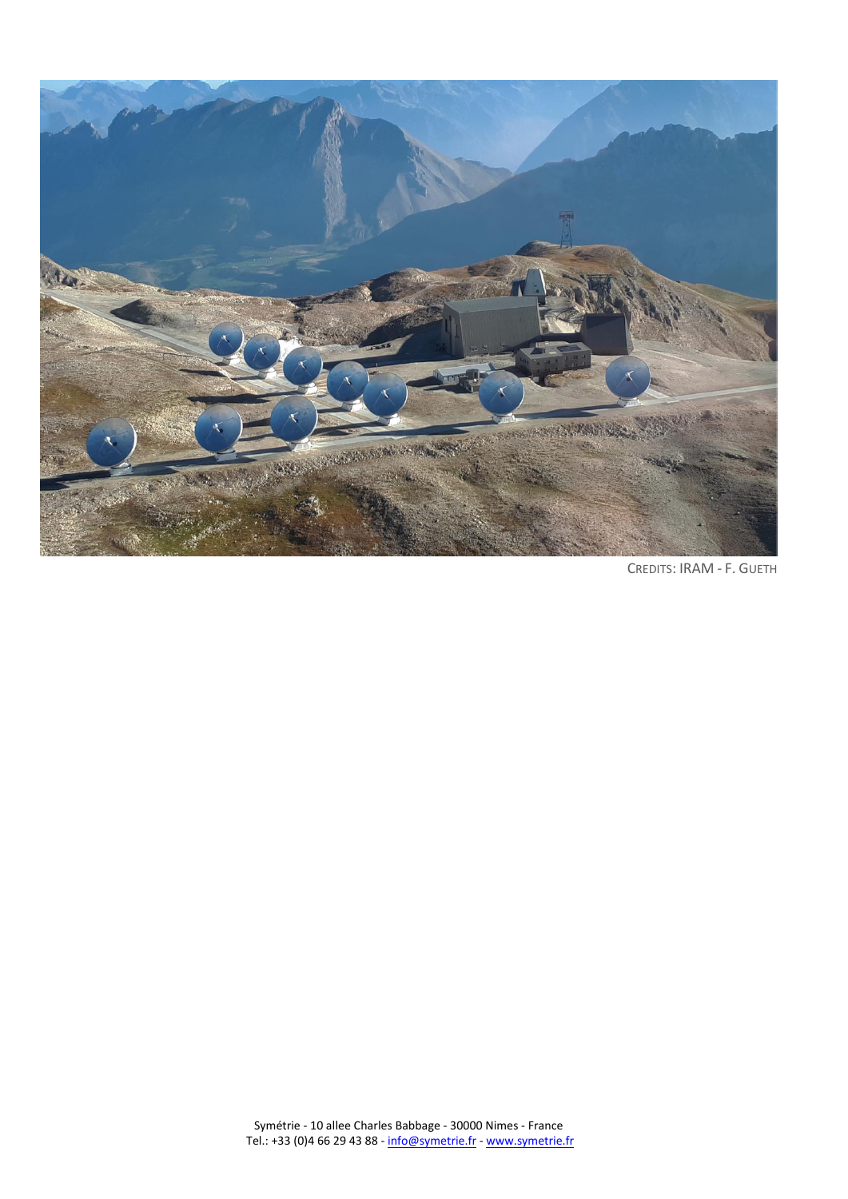CREDITS: IRAM - F. GUETH

Symétrie - 10 allee Charles Babbage - 30000 Nimes - France
Tel.: +33 (0)4 66 29 43 88 - info@symetrie.fr - www.symetrie.fr